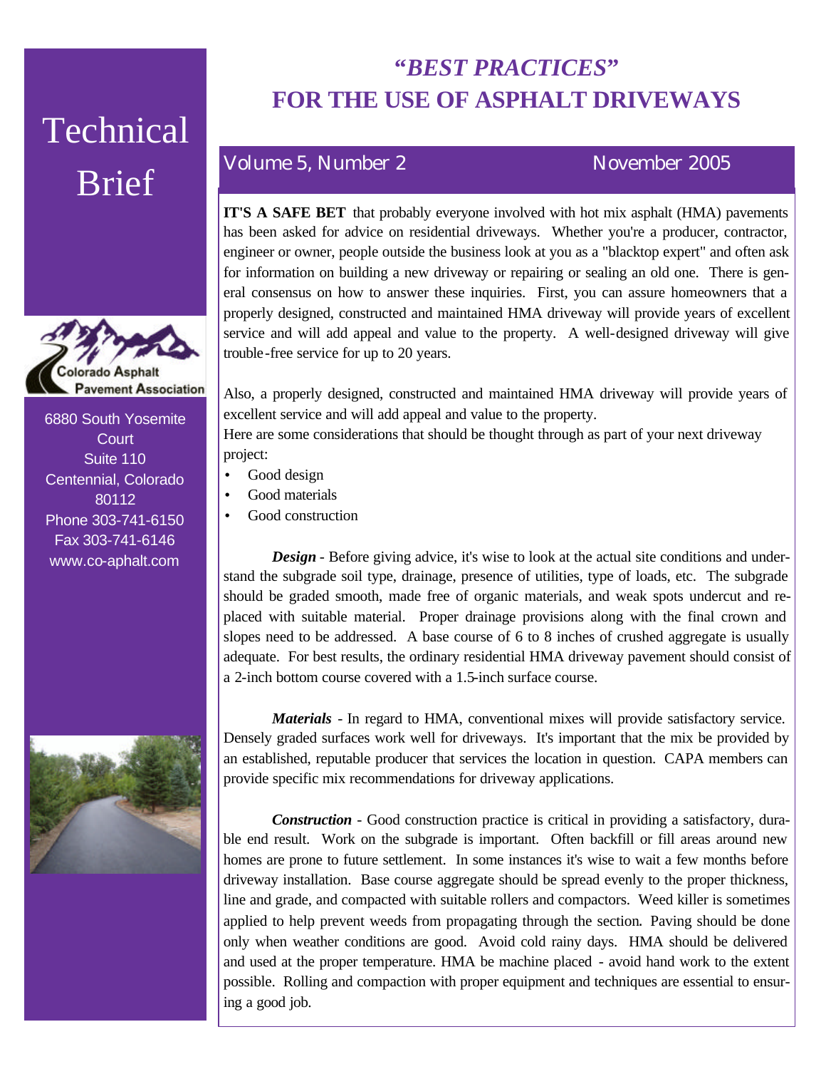# Technical Brief

Colorado Asphalt Pavement Association

6880 South Yosemite Court
Suite 110
Centennial, Colorado 80112
Phone 303-741-6150
Fax 303-741-6146
www.co-aphalt.com

## *"BEST PRACTICES"* FOR THE USE OF ASPHALT DRIVEWAYS

Volume 5, Number 2 — November 2005

**IT'S A SAFE BET** that probably everyone involved with hot mix asphalt (HMA) pavements has been asked for advice on residential driveways. Whether you're a producer, contractor, engineer or owner, people outside the business look at you as a "blacktop expert" and often ask for information on building a new driveway or repairing or sealing an old one. There is general consensus on how to answer these inquiries. First, you can assure homeowners that a properly designed, constructed and maintained HMA driveway will provide years of excellent service and will add appeal and value to the property. A well-designed driveway will give trouble-free service for up to 20 years.

Also, a properly designed, constructed and maintained HMA driveway will provide years of excellent service and will add appeal and value to the property.
Here are some considerations that should be thought through as part of your next driveway project:

- Good design
- Good materials
- Good construction

***Design*** - Before giving advice, it's wise to look at the actual site conditions and understand the subgrade soil type, drainage, presence of utilities, type of loads, etc. The subgrade should be graded smooth, made free of organic materials, and weak spots undercut and replaced with suitable material. Proper drainage provisions along with the final crown and slopes need to be addressed. A base course of 6 to 8 inches of crushed aggregate is usually adequate. For best results, the ordinary residential HMA driveway pavement should consist of a 2-inch bottom course covered with a 1.5-inch surface course.

***Materials*** - In regard to HMA, conventional mixes will provide satisfactory service. Densely graded surfaces work well for driveways. It's important that the mix be provided by an established, reputable producer that services the location in question. CAPA members can provide specific mix recommendations for driveway applications.

***Construction*** - Good construction practice is critical in providing a satisfactory, durable end result. Work on the subgrade is important. Often backfill or fill areas around new homes are prone to future settlement. In some instances it's wise to wait a few months before driveway installation. Base course aggregate should be spread evenly to the proper thickness, line and grade, and compacted with suitable rollers and compactors. Weed killer is sometimes applied to help prevent weeds from propagating through the section. Paving should be done only when weather conditions are good. Avoid cold rainy days. HMA should be delivered and used at the proper temperature. HMA be machine placed - avoid hand work to the extent possible. Rolling and compaction with proper equipment and techniques are essential to ensuring a good job.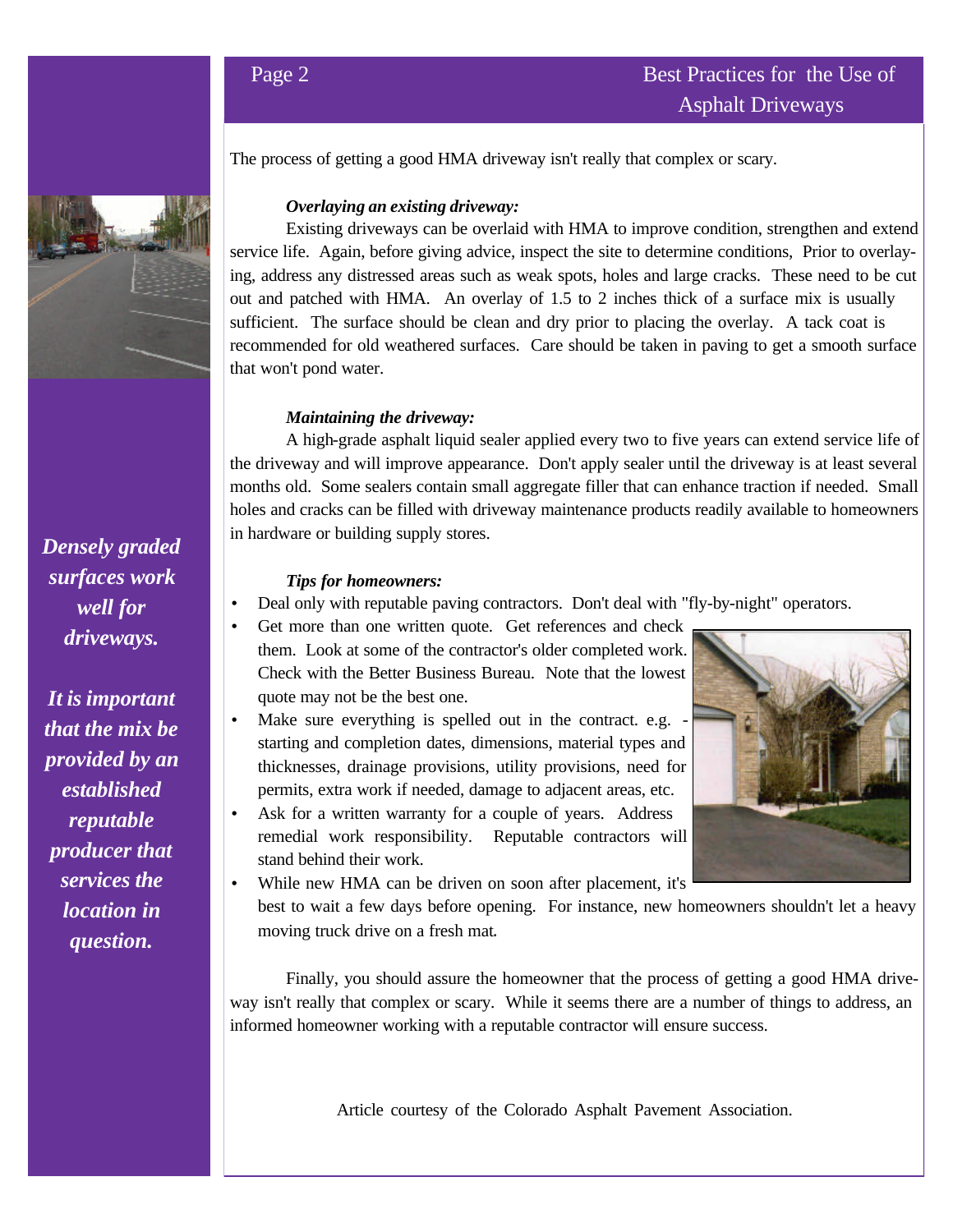The process of getting a good HMA driveway isn't really that complex or scary.

***Overlaying an existing driveway:***

Existing driveways can be overlaid with HMA to improve condition, strengthen and extend service life. Again, before giving advice, inspect the site to determine conditions, Prior to overlaying, address any distressed areas such as weak spots, holes and large cracks. These need to be cut out and patched with HMA. An overlay of 1.5 to 2 inches thick of a surface mix is usually sufficient. The surface should be clean and dry prior to placing the overlay. A tack coat is recommended for old weathered surfaces. Care should be taken in paving to get a smooth surface that won't pond water.

***Maintaining the driveway:***

A high-grade asphalt liquid sealer applied every two to five years can extend service life of the driveway and will improve appearance. Don't apply sealer until the driveway is at least several months old. Some sealers contain small aggregate filler that can enhance traction if needed. Small holes and cracks can be filled with driveway maintenance products readily available to homeowners in hardware or building supply stores.

***Tips for homeowners:***

- Deal only with reputable paving contractors. Don't deal with "fly-by-night" operators.
- Get more than one written quote. Get references and check them. Look at some of the contractor's older completed work. Check with the Better Business Bureau. Note that the lowest quote may not be the best one.
- Make sure everything is spelled out in the contract. e.g. - starting and completion dates, dimensions, material types and thicknesses, drainage provisions, utility provisions, need for permits, extra work if needed, damage to adjacent areas, etc.
- Ask for a written warranty for a couple of years. Address remedial work responsibility. Reputable contractors will stand behind their work.
- While new HMA can be driven on soon after placement, it's best to wait a few days before opening. For instance, new homeowners shouldn't let a heavy moving truck drive on a fresh mat.

Finally, you should assure the homeowner that the process of getting a good HMA driveway isn't really that complex or scary. While it seems there are a number of things to address, an informed homeowner working with a reputable contractor will ensure success.

Article courtesy of the Colorado Asphalt Pavement Association.

***Densely graded surfaces work well for driveways.***

***It is important that the mix be provided by an established reputable producer that services the location in question.***